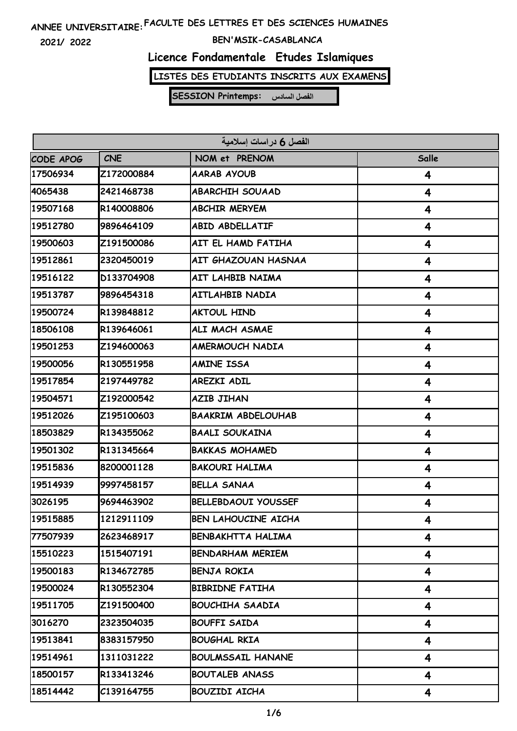ANNEE UNIVERSITAIRE: FACULTE DES LETTRES ET DES SCIENCES HUMAINES

2021/ 2022 BEN'MSIK-CASABLANCA

# Licence Fondamentale Etudes Islamiques

**LISTES DES ETUDIANTS INSCRITS AUX EXAMENS**

**SESSION Printemps: الفصل السادس**

| الفصل 6 دراسات إسلامية | | | |
|---|---|---|---|
| CODE APOG | CNE | NOM et PRENOM | Salle |
| 17506934 | Z172000884 | AARAB AYOUB | 4 |
| 4065438 | 2421468738 | ABARCHIH SOUAAD | 4 |
| 19507168 | R140008806 | ABCHIR MERYEM | 4 |
| 19512780 | 9896464109 | ABID ABDELLATIF | 4 |
| 19500603 | Z191500086 | AIT EL HAMD FATIHA | 4 |
| 19512861 | 2320450019 | AIT GHAZOUAN HASNAA | 4 |
| 19516122 | D133704908 | AIT LAHBIB NAIMA | 4 |
| 19513787 | 9896454318 | AITLAHBIB NADIA | 4 |
| 19500724 | R139848812 | AKTOUL HIND | 4 |
| 18506108 | R139646061 | ALI MACH ASMAE | 4 |
| 19501253 | Z194600063 | AMERMOUCH NADIA | 4 |
| 19500056 | R130551958 | AMINE ISSA | 4 |
| 19517854 | 2197449782 | AREZKI ADIL | 4 |
| 19504571 | Z192000542 | AZIB JIHAN | 4 |
| 19512026 | Z195100603 | BAAKRIM ABDELOUHAB | 4 |
| 18503829 | R134355062 | BAALI SOUKAINA | 4 |
| 19501302 | R131345664 | BAKKAS MOHAMED | 4 |
| 19515836 | 8200001128 | BAKOURI HALIMA | 4 |
| 19514939 | 9997458157 | BELLA SANAA | 4 |
| 3026195 | 9694463902 | BELLEBDAOUI YOUSSEF | 4 |
| 19515885 | 1212911109 | BEN LAHOUCINE AICHA | 4 |
| 77507939 | 2623468917 | BENBAKHTTA HALIMA | 4 |
| 15510223 | 1515407191 | BENDARHAM MERIEM | 4 |
| 19500183 | R134672785 | BENJA ROKIA | 4 |
| 19500024 | R130552304 | BIBRIDNE FATIHA | 4 |
| 19511705 | Z191500400 | BOUCHIHA SAADIA | 4 |
| 3016270 | 2323504035 | BOUFFI SAIDA | 4 |
| 19513841 | 8383157950 | BOUGHAL RKIA | 4 |
| 19514961 | 1311031222 | BOULMSSAIL HANANE | 4 |
| 18500157 | R133413246 | BOUTALEB ANASS | 4 |
| 18514442 | C139164755 | BOUZIDI AICHA | 4 |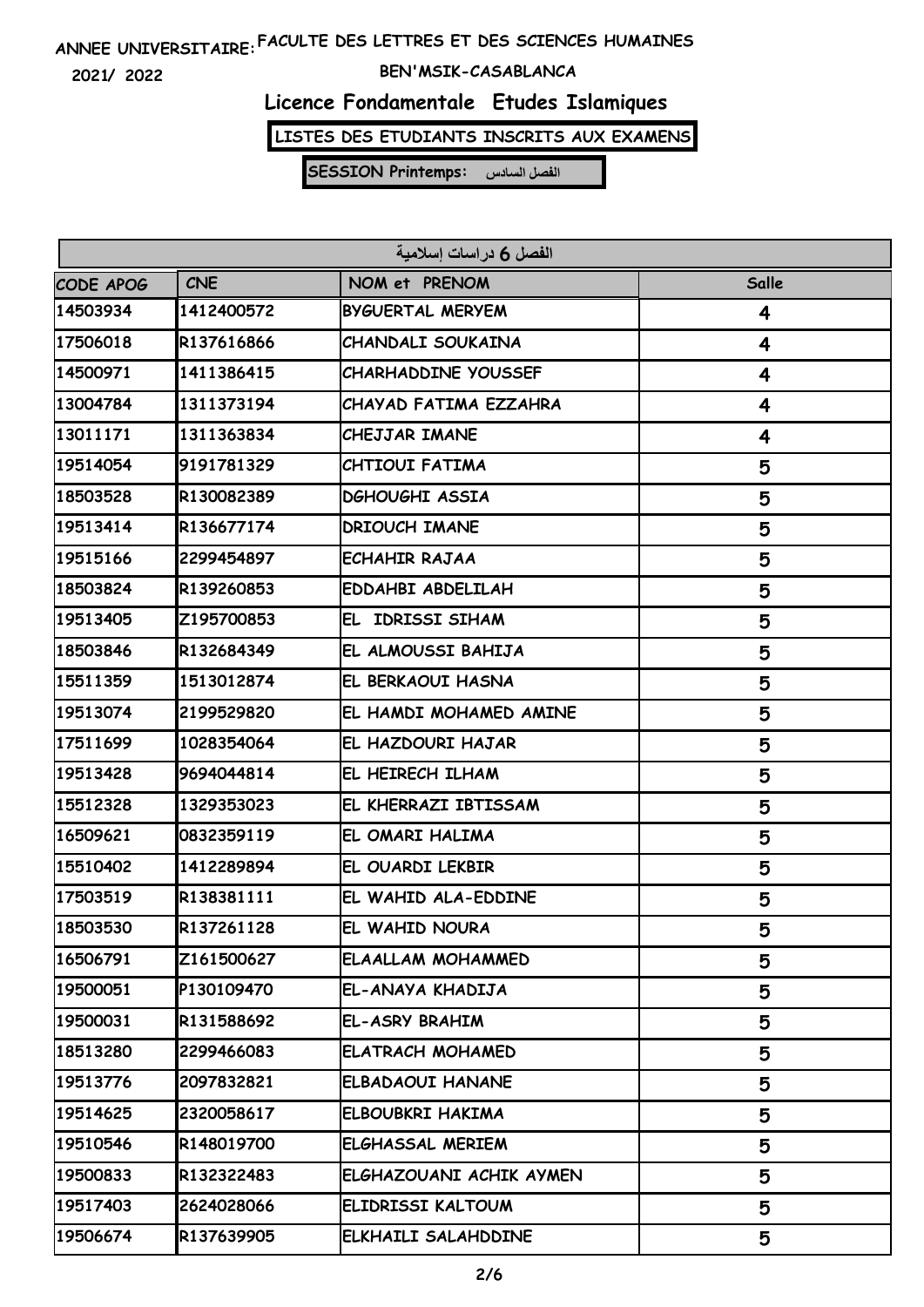ANNEE UNIVERSITAIRE: FACULTE DES LETTRES ET DES SCIENCES HUMAINES

2021/ 2022

BEN'MSIK-CASABLANCA

## Licence Fondamentale Etudes Islamiques

**LISTES DES ETUDIANTS INSCRITS AUX EXAMENS**

**SESSION Printemps: الفصل السادس**

| الفصل 6 دراسات إسلامية | | | |
|---|---|---|---|
| CODE APOG | CNE | NOM et PRENOM | Salle |
| 14503934 | 1412400572 | BYGUERTAL MERYEM | 4 |
| 17506018 | R137616866 | CHANDALI SOUKAINA | 4 |
| 14500971 | 1411386415 | CHARHADDINE YOUSSEF | 4 |
| 13004784 | 1311373194 | CHAYAD FATIMA EZZAHRA | 4 |
| 13011171 | 1311363834 | CHEJJAR IMANE | 4 |
| 19514054 | 9191781329 | CHTIOUI FATIMA | 5 |
| 18503528 | R130082389 | DGHOUGHI ASSIA | 5 |
| 19513414 | R136677174 | DRIOUCH IMANE | 5 |
| 19515166 | 2299454897 | ECHAHIR RAJAA | 5 |
| 18503824 | R139260853 | EDDAHBI ABDELILAH | 5 |
| 19513405 | Z195700853 | EL IDRISSI SIHAM | 5 |
| 18503846 | R132684349 | EL ALMOUSSI BAHIJA | 5 |
| 15511359 | 1513012874 | EL BERKAOUI HASNA | 5 |
| 19513074 | 2199529820 | EL HAMDI MOHAMED AMINE | 5 |
| 17511699 | 1028354064 | EL HAZDOURI HAJAR | 5 |
| 19513428 | 9694044814 | EL HEIRECH ILHAM | 5 |
| 15512328 | 1329353023 | EL KHERRAZI IBTISSAM | 5 |
| 16509621 | 0832359119 | EL OMARI HALIMA | 5 |
| 15510402 | 1412289894 | EL OUARDI LEKBIR | 5 |
| 17503519 | R138381111 | EL WAHID ALA-EDDINE | 5 |
| 18503530 | R137261128 | EL WAHID NOURA | 5 |
| 16506791 | Z161500627 | ELAALLAM MOHAMMED | 5 |
| 19500051 | P130109470 | EL-ANAYA KHADIJA | 5 |
| 19500031 | R131588692 | EL-ASRY BRAHIM | 5 |
| 18513280 | 2299466083 | ELATRACH MOHAMED | 5 |
| 19513776 | 2097832821 | ELBADAOUI HANANE | 5 |
| 19514625 | 2320058617 | ELBOUBKRI HAKIMA | 5 |
| 19510546 | R148019700 | ELGHASSAL MERIEM | 5 |
| 19500833 | R132322483 | ELGHAZOUANI ACHIK AYMEN | 5 |
| 19517403 | 2624028066 | ELIDRISSI KALTOUM | 5 |
| 19506674 | R137639905 | ELKHAILI SALAHDDINE | 5 |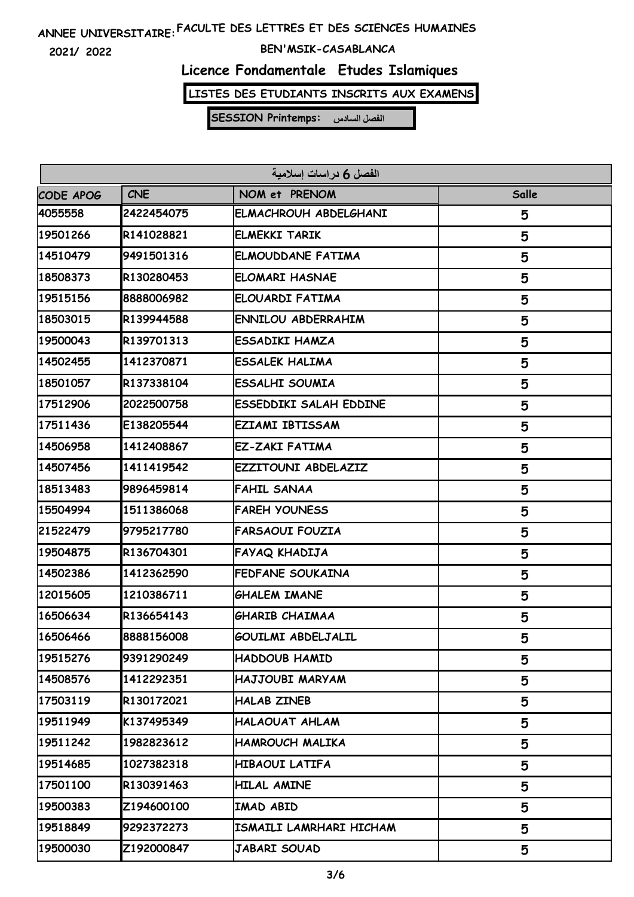ANNEE UNIVERSITAIRE: FACULTE DES LETTRES ET DES SCIENCES HUMAINES

2021/ 2022

BEN'MSIK-CASABLANCA

## Licence Fondamentale Etudes Islamiques

**LISTES DES ETUDIANTS INSCRITS AUX EXAMENS**

**SESSION Printemps: الفصل السادس**

| الفصل 6 دراسات إسلامية | | | |
|---|---|---|---|
| CODE APOG | CNE | NOM et PRENOM | Salle |
| 4055558 | 2422454075 | ELMACHROUH ABDELGHANI | 5 |
| 19501266 | R141028821 | ELMEKKI TARIK | 5 |
| 14510479 | 9491501316 | ELMOUDDANE FATIMA | 5 |
| 18508373 | R130280453 | ELOMARI HASNAE | 5 |
| 19515156 | 8888006982 | ELOUARDI FATIMA | 5 |
| 18503015 | R139944588 | ENNILOU ABDERRAHIM | 5 |
| 19500043 | R139701313 | ESSADIKI HAMZA | 5 |
| 14502455 | 1412370871 | ESSALEK HALIMA | 5 |
| 18501057 | R137338104 | ESSALHI SOUMIA | 5 |
| 17512906 | 2022500758 | ESSEDDIKI SALAH EDDINE | 5 |
| 17511436 | E138205544 | EZIAMI IBTISSAM | 5 |
| 14506958 | 1412408867 | EZ-ZAKI FATIMA | 5 |
| 14507456 | 1411419542 | EZZITOUNI ABDELAZIZ | 5 |
| 18513483 | 9896459814 | FAHIL SANAA | 5 |
| 15504994 | 1511386068 | FAREH YOUNESS | 5 |
| 21522479 | 9795217780 | FARSAOUI FOUZIA | 5 |
| 19504875 | R136704301 | FAYAQ KHADIJA | 5 |
| 14502386 | 1412362590 | FEDFANE SOUKAINA | 5 |
| 12015605 | 1210386711 | GHALEM IMANE | 5 |
| 16506634 | R136654143 | GHARIB CHAIMAA | 5 |
| 16506466 | 8888156008 | GOUILMI ABDELJALIL | 5 |
| 19515276 | 9391290249 | HADDOUB HAMID | 5 |
| 14508576 | 1412292351 | HAJJOUBI MARYAM | 5 |
| 17503119 | R130172021 | HALAB ZINEB | 5 |
| 19511949 | K137495349 | HALAOUAT AHLAM | 5 |
| 19511242 | 1982823612 | HAMROUCH MALIKA | 5 |
| 19514685 | 1027382318 | HIBAOUI LATIFA | 5 |
| 17501100 | R130391463 | HILAL AMINE | 5 |
| 19500383 | Z194600100 | IMAD ABID | 5 |
| 19518849 | 9292372273 | ISMAILI LAMRHARI HICHAM | 5 |
| 19500030 | Z192000847 | JABARI SOUAD | 5 |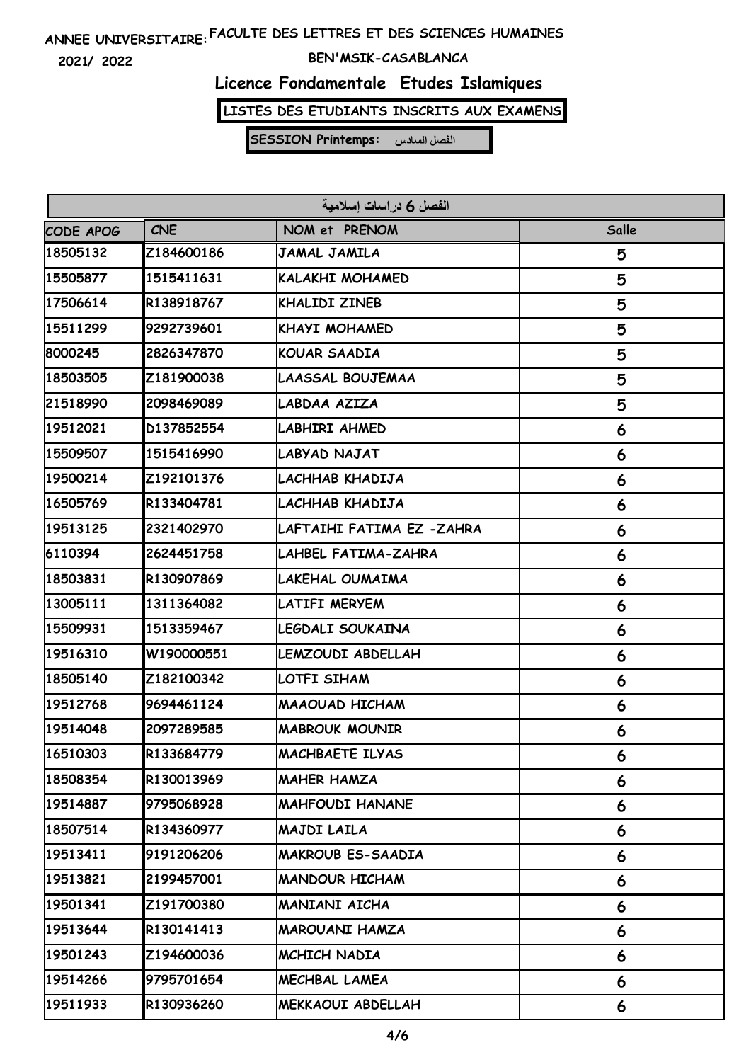ANNEE UNIVERSITAIRE: FACULTE DES LETTRES ET DES SCIENCES HUMAINES

2021/ 2022

BEN'MSIK-CASABLANCA

## Licence Fondamentale Etudes Islamiques

**LISTES DES ETUDIANTS INSCRITS AUX EXAMENS**

**SESSION Printemps: الفصل السادس**

| الفصل 6 دراسات إسلامية | | | |
|---|---|---|---|
| CODE APOG | CNE | NOM et PRENOM | Salle |
| 18505132 | Z184600186 | JAMAL JAMILA | 5 |
| 15505877 | 1515411631 | KALAKHI MOHAMED | 5 |
| 17506614 | R138918767 | KHALIDI ZINEB | 5 |
| 15511299 | 9292739601 | KHAYI MOHAMED | 5 |
| 8000245 | 2826347870 | KOUAR SAADIA | 5 |
| 18503505 | Z181900038 | LAASSAL BOUJEMAA | 5 |
| 21518990 | 2098469089 | LABDAA AZIZA | 5 |
| 19512021 | D137852554 | LABHIRI AHMED | 6 |
| 15509507 | 1515416990 | LABYAD NAJAT | 6 |
| 19500214 | Z192101376 | LACHHAB KHADIJA | 6 |
| 16505769 | R133404781 | LACHHAB KHADIJA | 6 |
| 19513125 | 2321402970 | LAFTAIHI FATIMA EZ -ZAHRA | 6 |
| 6110394 | 2624451758 | LAHBEL FATIMA-ZAHRA | 6 |
| 18503831 | R130907869 | LAKEHAL OUMAIMA | 6 |
| 13005111 | 1311364082 | LATIFI MERYEM | 6 |
| 15509931 | 1513359467 | LEGDALI SOUKAINA | 6 |
| 19516310 | W190000551 | LEMZOUDI ABDELLAH | 6 |
| 18505140 | Z182100342 | LOTFI SIHAM | 6 |
| 19512768 | 9694461124 | MAAOUAD HICHAM | 6 |
| 19514048 | 2097289585 | MABROUK MOUNIR | 6 |
| 16510303 | R133684779 | MACHBAETE ILYAS | 6 |
| 18508354 | R130013969 | MAHER HAMZA | 6 |
| 19514887 | 9795068928 | MAHFOUDI HANANE | 6 |
| 18507514 | R134360977 | MAJDI LAILA | 6 |
| 19513411 | 9191206206 | MAKROUB ES-SAADIA | 6 |
| 19513821 | 2199457001 | MANDOUR HICHAM | 6 |
| 19501341 | Z191700380 | MANIANI AICHA | 6 |
| 19513644 | R130141413 | MAROUANI HAMZA | 6 |
| 19501243 | Z194600036 | MCHICH NADIA | 6 |
| 19514266 | 9795701654 | MECHBAL LAMEA | 6 |
| 19511933 | R130936260 | MEKKAOUI ABDELLAH | 6 |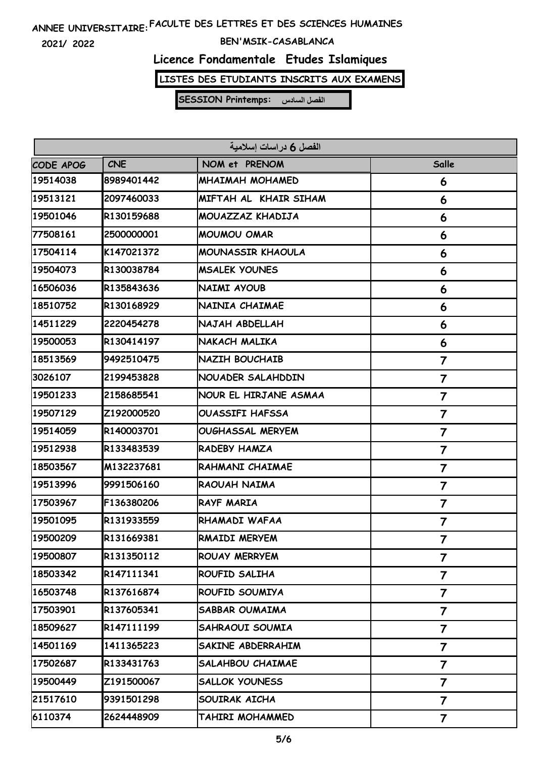ANNEE UNIVERSITAIRE: FACULTE DES LETTRES ET DES SCIENCES HUMAINES

2021/ 2022

BEN'MSIK-CASABLANCA

## Licence Fondamentale Etudes Islamiques

**LISTES DES ETUDIANTS INSCRITS AUX EXAMENS**

**SESSION Printemps: الفصل السادس**

| الفصل 6 دراسات إسلامية | | | |
|---|---|---|---|
| CODE APOG | CNE | NOM et PRENOM | Salle |
| 19514038 | 8989401442 | MHAIMAH MOHAMED | 6 |
| 19513121 | 2097460033 | MIFTAH AL KHAIR SIHAM | 6 |
| 19501046 | R130159688 | MOUAZZAZ KHADIJA | 6 |
| 77508161 | 2500000001 | MOUMOU OMAR | 6 |
| 17504114 | K147021372 | MOUNASSIR KHAOULA | 6 |
| 19504073 | R130038784 | MSALEK YOUNES | 6 |
| 16506036 | R135843636 | NAIMI AYOUB | 6 |
| 18510752 | R130168929 | NAINIA CHAIMAE | 6 |
| 14511229 | 2220454278 | NAJAH ABDELLAH | 6 |
| 19500053 | R130414197 | NAKACH MALIKA | 6 |
| 18513569 | 9492510475 | NAZIH BOUCHAIB | 7 |
| 3026107 | 2199453828 | NOUADER SALAHDDIN | 7 |
| 19501233 | 2158685541 | NOUR EL HIRJANE ASMAA | 7 |
| 19507129 | Z192000520 | OUASSIFI HAFSSA | 7 |
| 19514059 | R140003701 | OUGHASSAL MERYEM | 7 |
| 19512938 | R133483539 | RADEBY HAMZA | 7 |
| 18503567 | M132237681 | RAHMANI CHAIMAE | 7 |
| 19513996 | 9991506160 | RAOUAH NAIMA | 7 |
| 17503967 | F136380206 | RAYF MARIA | 7 |
| 19501095 | R131933559 | RHAMADI WAFAA | 7 |
| 19500209 | R131669381 | RMAIDI MERYEM | 7 |
| 19500807 | R131350112 | ROUAY MERRYEM | 7 |
| 18503342 | R147111341 | ROUFID SALIHA | 7 |
| 16503748 | R137616874 | ROUFID SOUMIYA | 7 |
| 17503901 | R137605341 | SABBAR OUMAIMA | 7 |
| 18509627 | R147111199 | SAHRAOUI SOUMIA | 7 |
| 14501169 | 1411365223 | SAKINE ABDERRAHIM | 7 |
| 17502687 | R133431763 | SALAHBOU CHAIMAE | 7 |
| 19500449 | Z191500067 | SALLOK YOUNESS | 7 |
| 21517610 | 9391501298 | SOUIRAK AICHA | 7 |
| 6110374 | 2624448909 | TAHIRI MOHAMMED | 7 |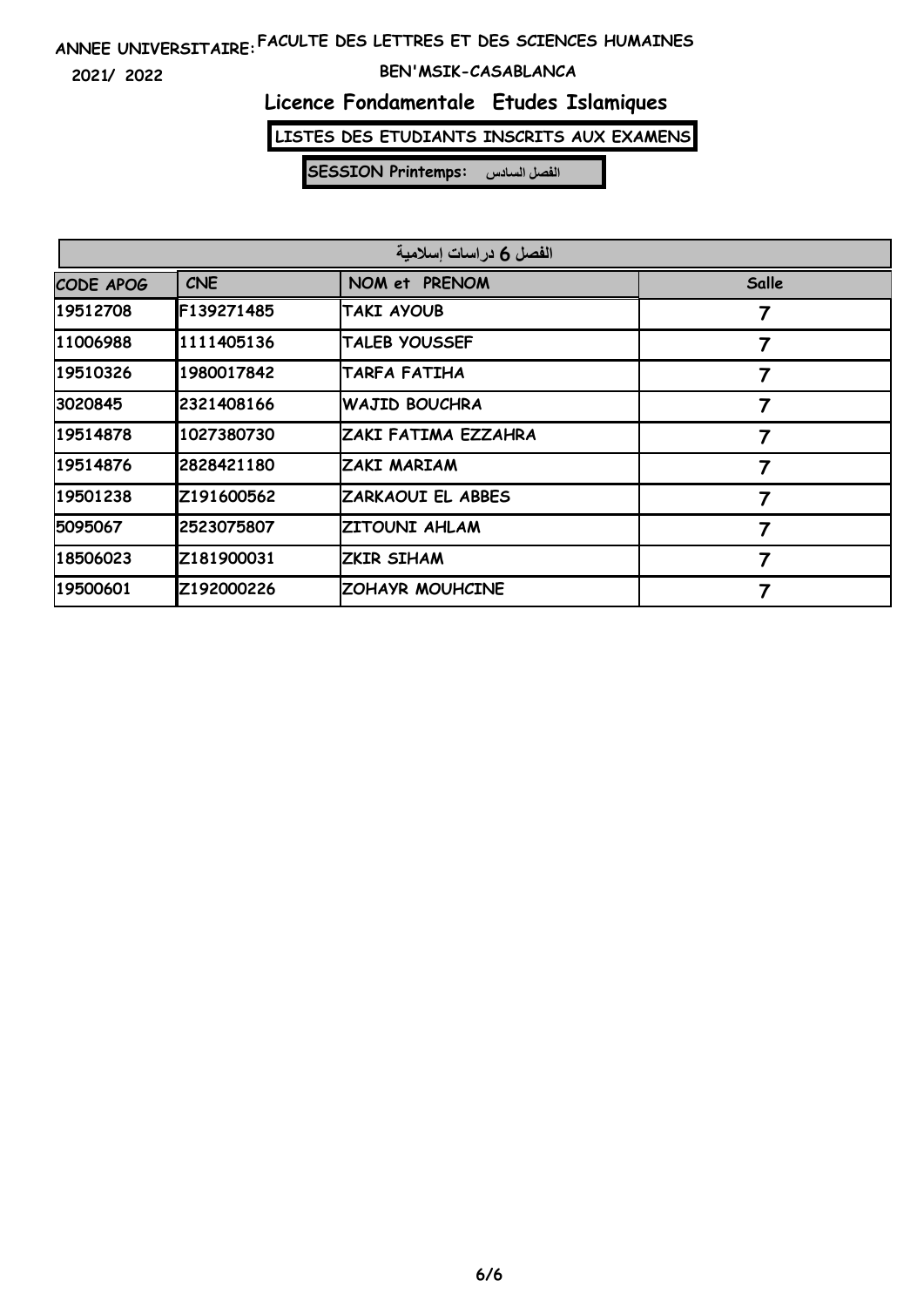ANNEE UNIVERSITAIRE: FACULTE DES LETTRES ET DES SCIENCES HUMAINES

2021/ 2022 BEN'MSIK-CASABLANCA

# Licence Fondamentale Etudes Islamiques

**LISTES DES ETUDIANTS INSCRITS AUX EXAMENS**

**SESSION Printemps: الفصل السادس**

| الفصل 6 دراسات إسلامية | | | |
|---|---|---|---|
| CODE APOG | CNE | NOM et PRENOM | Salle |
| 19512708 | F139271485 | TAKI AYOUB | 7 |
| 11006988 | 1111405136 | TALEB YOUSSEF | 7 |
| 19510326 | 1980017842 | TARFA FATIHA | 7 |
| 3020845 | 2321408166 | WAJID BOUCHRA | 7 |
| 19514878 | 1027380730 | ZAKI FATIMA EZZAHRA | 7 |
| 19514876 | 2828421180 | ZAKI MARIAM | 7 |
| 19501238 | Z191600562 | ZARKAOUI EL ABBES | 7 |
| 5095067 | 2523075807 | ZITOUNI AHLAM | 7 |
| 18506023 | Z181900031 | ZKIR SIHAM | 7 |
| 19500601 | Z192000226 | ZOHAYR MOUHCINE | 7 |